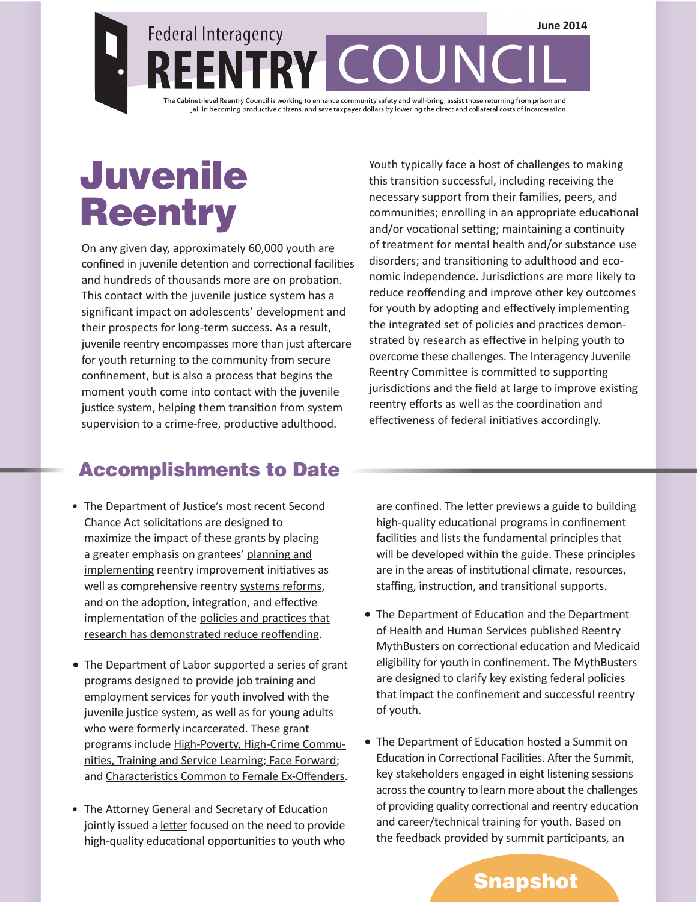Federal Interagency

# REENTRY COUNCIL

June 2014

The Cabinet-level Reentry Council is working to enhance community safety and well-bring, assist those returning from prison and jail in becoming productive citizens, and save taxpayer dollars by lowering the direct and collateral costs of incarceration.

# Juvenile Reentry

On any given day, approximately 60,000 youth are confined in juvenile detention and correctional facilities and hundreds of thousands more are on probation. This contact with the juvenile justice system has a significant impact on adolescents' development and their prospects for long-term success. As a result, juvenile reentry encompasses more than just aftercare for youth returning to the community from secure confinement, but is also a process that begins the moment youth come into contact with the juvenile justice system, helping them transition from system supervision to a crime-free, productive adulthood.

Youth typically face a host of challenges to making this transition successful, including receiving the necessary support from their families, peers, and communities; enrolling in an appropriate educational and/or vocational setting; maintaining a continuity of treatment for mental health and/or substance use disorders; and transitioning to adulthood and economic independence. Jurisdictions are more likely to reduce reoffending and improve other key outcomes for youth by adopting and effectively implementing the integrated set of policies and practices demonstrated by research as effective in helping youth to overcome these challenges. The Interagency Juvenile Reentry Committee is committed to supporting jurisdictions and the field at large to improve existing reentry efforts as well as the coordination and effectiveness of federal initiatives accordingly.

## Accomplishments to Date

- The Department of Justice's most recent Second Chance Act solicitations are designed to maximize the impact of these grants by placing a greater emphasis on grantees' planning and implementing reentry improvement initiatives as well as comprehensive reentry systems reforms, and on the adoption, integration, and effective implementation of the policies and practices that research has demonstrated reduce reoffending.
- The Department of Labor supported a series of grant programs designed to provide job training and employment services for youth involved with the juvenile justice system, as well as for young adults who were formerly incarcerated. These grant programs include High-Poverty, High-Crime Communities, Training and Service Learning; Face Forward; and Characteristics Common to Female Ex-Offenders.
- The Attorney General and Secretary of Education jointly issued a letter focused on the need to provide high-quality educational opportunities to youth who are confined. The letter previews a guide to building high-quality educational programs in confinement facilities and lists the fundamental principles that will be developed within the guide. These principles are in the areas of institutional climate, resources, staffing, instruction, and transitional supports.
- The Department of Education and the Department of Health and Human Services published Reentry MythBusters on correctional education and Medicaid eligibility for youth in confinement. The MythBusters are designed to clarify key existing federal policies that impact the confinement and successful reentry of youth.
- The Department of Education hosted a Summit on Education in Correctional Facilities. After the Summit, key stakeholders engaged in eight listening sessions across the country to learn more about the challenges of providing quality correctional and reentry education and career/technical training for youth. Based on the feedback provided by summit participants, an

Snapshot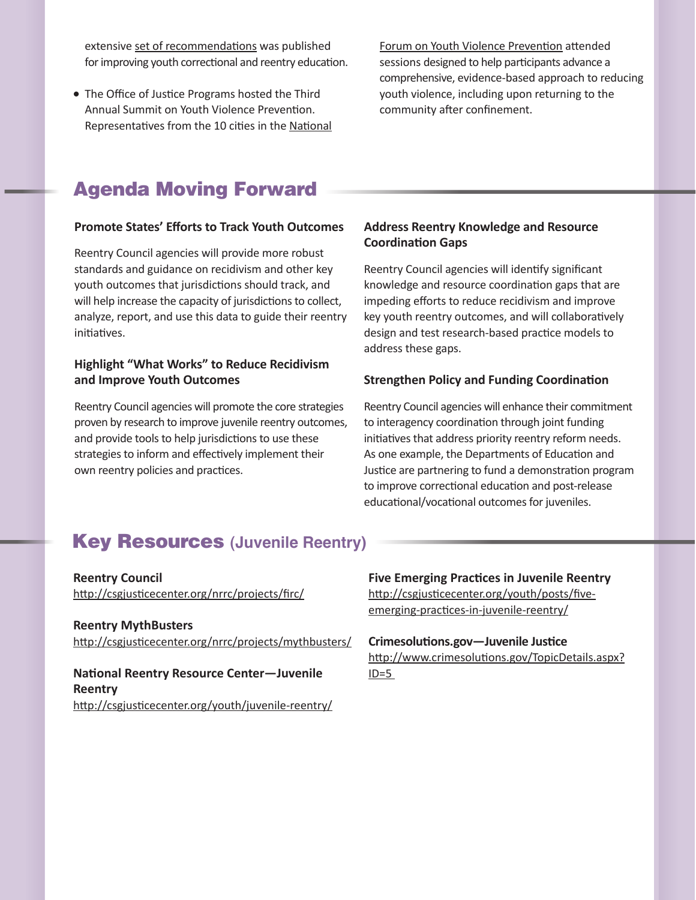extensive set of recommendations was published for improving youth correctional and reentry education.

- The Office of Justice Programs hosted the Third Annual Summit on Youth Violence Prevention. Representatives from the 10 cities in the National Forum on Youth Violence Prevention attended sessions designed to help participants advance a comprehensive, evidence-based approach to reducing youth violence, including upon returning to the community after confinement.

## Agenda Moving Forward

**Promote States' Efforts to Track Youth Outcomes**

Reentry Council agencies will provide more robust standards and guidance on recidivism and other key youth outcomes that jurisdictions should track, and will help increase the capacity of jurisdictions to collect, analyze, report, and use this data to guide their reentry initiatives.

**Highlight "What Works" to Reduce Recidivism and Improve Youth Outcomes**

Reentry Council agencies will promote the core strategies proven by research to improve juvenile reentry outcomes, and provide tools to help jurisdictions to use these strategies to inform and effectively implement their own reentry policies and practices.

**Address Reentry Knowledge and Resource Coordination Gaps**

Reentry Council agencies will identify significant knowledge and resource coordination gaps that are impeding efforts to reduce recidivism and improve key youth reentry outcomes, and will collaboratively design and test research-based practice models to address these gaps.

**Strengthen Policy and Funding Coordination**

Reentry Council agencies will enhance their commitment to interagency coordination through joint funding initiatives that address priority reentry reform needs. As one example, the Departments of Education and Justice are partnering to fund a demonstration program to improve correctional education and post-release educational/vocational outcomes for juveniles.

## Key Resources (Juvenile Reentry)

**Reentry Council**
http://csgjusticecenter.org/nrrc/projects/firc/

**Reentry MythBusters**
http://csgjusticecenter.org/nrrc/projects/mythbusters/

**National Reentry Resource Center—Juvenile Reentry**
http://csgjusticecenter.org/youth/juvenile-reentry/

**Five Emerging Practices in Juvenile Reentry**
http://csgjusticecenter.org/youth/posts/five-emerging-practices-in-juvenile-reentry/

**Crimesolutions.gov—Juvenile Justice**
http://www.crimesolutions.gov/TopicDetails.aspx?ID=5